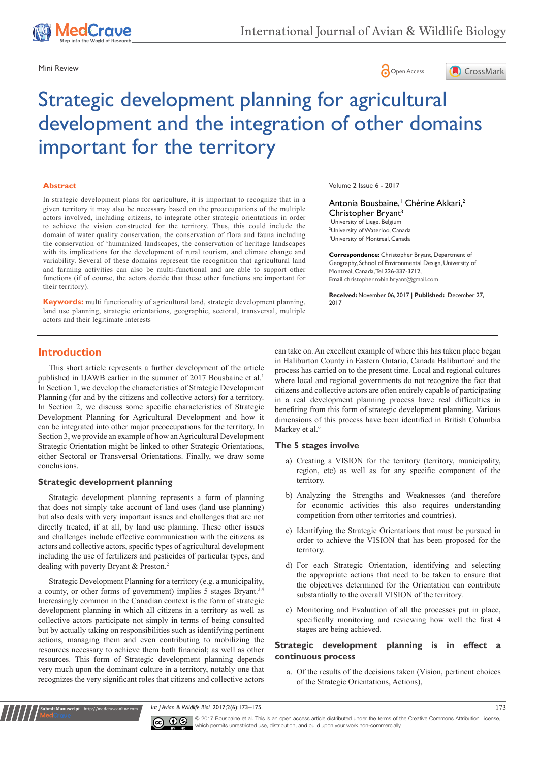Mini Review

# Strategic development planning for agricultural development and the integration of other domains important for the territory

## Abstract

In strategic development plans for agriculture, it is important to recognize that in a given territory it may also be necessary based on the preoccupations of the multiple actors involved, including citizens, to integrate other strategic orientations in order to achieve the vision constructed for the territory. Thus, this could include the domain of water quality conservation, the conservation of flora and fauna including the conservation of 'humanized landscapes, the conservation of heritage landscapes with its implications for the development of rural tourism, and climate change and variability. Several of these domains represent the recognition that agricultural land and farming activities can also be multi-functional and are able to support other functions (if of course, the actors decide that these other functions are important for their territory).

**Keywords:** multi functionality of agricultural land, strategic development planning, land use planning, strategic orientations, geographic, sectoral, transversal, multiple actors and their legitimate interests

Volume 2 Issue 6 - 2017

Antonia Bousbaine,[1] Chérine Akkari,[2] Christopher Bryant[3]

[1]University of Liege, Belgium
[2]University of Waterloo, Canada
[3]University of Montreal, Canada

**Correspondence:** Christopher Bryant, Department of Geography, School of Environmental Design, University of Montreal, Canada, Tel 226-337-3712, Email christopher.robin.bryant@gmail.com

**Received:** November 06, 2017 | **Published:** December 27, 2017

## Introduction

This short article represents a further development of the article published in IJAWB earlier in the summer of 2017 Bousbaine et al.[1] In Section 1, we develop the characteristics of Strategic Development Planning (for and by the citizens and collective actors) for a territory. In Section 2, we discuss some specific characteristics of Strategic Development Planning for Agricultural Development and how it can be integrated into other major preoccupations for the territory. In Section 3, we provide an example of how an Agricultural Development Strategic Orientation might be linked to other Strategic Orientations, either Sectoral or Transversal Orientations. Finally, we draw some conclusions.

### Strategic development planning

Strategic development planning represents a form of planning that does not simply take account of land uses (land use planning) but also deals with very important issues and challenges that are not directly treated, if at all, by land use planning. These other issues and challenges include effective communication with the citizens as actors and collective actors, specific types of agricultural development including the use of fertilizers and pesticides of particular types, and dealing with poverty Bryant & Preston.[2]

Strategic Development Planning for a territory (e.g. a municipality, a county, or other forms of government) implies 5 stages Bryant.[3,4] Increasingly common in the Canadian context is the form of strategic development planning in which all citizens in a territory as well as collective actors participate not simply in terms of being consulted but by actually taking on responsibilities such as identifying pertinent actions, managing them and even contributing to mobilizing the resources necessary to achieve them both financial; as well as other resources. This form of Strategic development planning depends very much upon the dominant culture in a territory, notably one that recognizes the very significant roles that citizens and collective actors can take on. An excellent example of where this has taken place began in Haliburton County in Eastern Ontario, Canada Haliburton[5] and the process has carried on to the present time. Local and regional cultures where local and regional governments do not recognize the fact that citizens and collective actors are often entirely capable of participating in a real development planning process have real difficulties in benefiting from this form of strategic development planning. Various dimensions of this process have been identified in British Columbia Markey et al.[6]

### The 5 stages involve

a) Creating a VISION for the territory (territory, municipality, region, etc) as well as for any specific component of the territory.

b) Analyzing the Strengths and Weaknesses (and therefore for economic activities this also requires understanding competition from other territories and countries).

c) Identifying the Strategic Orientations that must be pursued in order to achieve the VISION that has been proposed for the territory.

d) For each Strategic Orientation, identifying and selecting the appropriate actions that need to be taken to ensure that the objectives determined for the Orientation can contribute substantially to the overall VISION of the territory.

e) Monitoring and Evaluation of all the processes put in place, specifically monitoring and reviewing how well the first 4 stages are being achieved.

### Strategic development planning is in effect a continuous process

a. Of the results of the decisions taken (Vision, pertinent choices of the Strategic Orientations, Actions),

© 2017 Bousbaine et al. This is an open access article distributed under the terms of the Creative Commons Attribution License, which permits unrestricted use, distribution, and build upon your work non-commercially.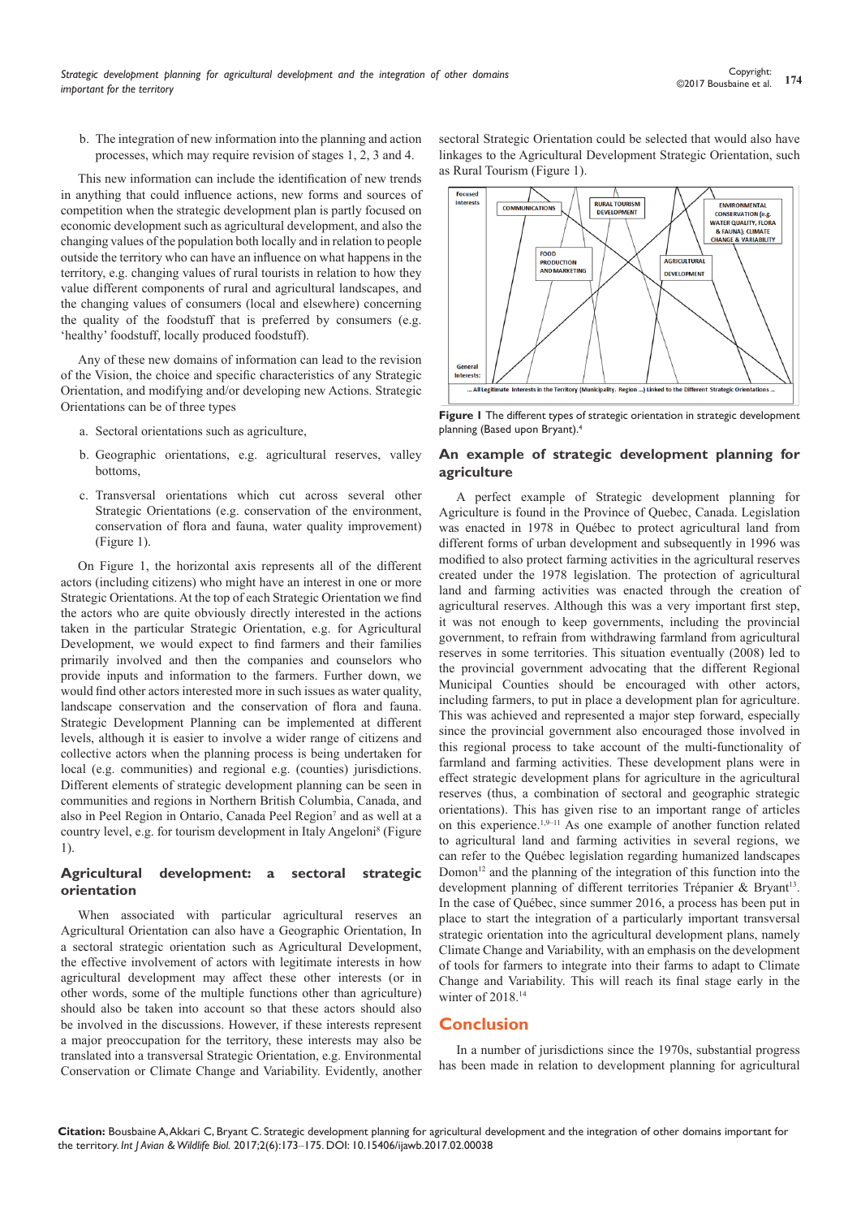b. The integration of new information into the planning and action processes, which may require revision of stages 1, 2, 3 and 4.

This new information can include the identification of new trends in anything that could influence actions, new forms and sources of competition when the strategic development plan is partly focused on economic development such as agricultural development, and also the changing values of the population both locally and in relation to people outside the territory who can have an influence on what happens in the territory, e.g. changing values of rural tourists in relation to how they value different components of rural and agricultural landscapes, and the changing values of consumers (local and elsewhere) concerning the quality of the foodstuff that is preferred by consumers (e.g. 'healthy' foodstuff, locally produced foodstuff).

Any of these new domains of information can lead to the revision of the Vision, the choice and specific characteristics of any Strategic Orientation, and modifying and/or developing new Actions. Strategic Orientations can be of three types

a. Sectoral orientations such as agriculture,

b. Geographic orientations, e.g. agricultural reserves, valley bottoms,

c. Transversal orientations which cut across several other Strategic Orientations (e.g. conservation of the environment, conservation of flora and fauna, water quality improvement) (Figure 1).

On Figure 1, the horizontal axis represents all of the different actors (including citizens) who might have an interest in one or more Strategic Orientations. At the top of each Strategic Orientation we find the actors who are quite obviously directly interested in the actions taken in the particular Strategic Orientation, e.g. for Agricultural Development, we would expect to find farmers and their families primarily involved and then the companies and counselors who provide inputs and information to the farmers. Further down, we would find other actors interested more in such issues as water quality, landscape conservation and the conservation of flora and fauna. Strategic Development Planning can be implemented at different levels, although it is easier to involve a wider range of citizens and collective actors when the planning process is being undertaken for local (e.g. communities) and regional e.g. (counties) jurisdictions. Different elements of strategic development planning can be seen in communities and regions in Northern British Columbia, Canada, and also in Peel Region in Ontario, Canada Peel Region[7] and as well at a country level, e.g. for tourism development in Italy Angeloni[8] (Figure 1).

## Agricultural development: a sectoral strategic orientation

When associated with particular agricultural reserves an Agricultural Orientation can also have a Geographic Orientation, In a sectoral strategic orientation such as Agricultural Development, the effective involvement of actors with legitimate interests in how agricultural development may affect these other interests (or in other words, some of the multiple functions other than agriculture) should also be taken into account so that these actors should also be involved in the discussions. However, if these interests represent a major preoccupation for the territory, these interests may also be translated into a transversal Strategic Orientation, e.g. Environmental Conservation or Climate Change and Variability. Evidently, another sectoral Strategic Orientation could be selected that would also have linkages to the Agricultural Development Strategic Orientation, such as Rural Tourism (Figure 1).

**Figure 1** The different types of strategic orientation in strategic development planning (Based upon Bryant).[4]

## An example of strategic development planning for agriculture

A perfect example of Strategic development planning for Agriculture is found in the Province of Quebec, Canada. Legislation was enacted in 1978 in Québec to protect agricultural land from different forms of urban development and subsequently in 1996 was modified to also protect farming activities in the agricultural reserves created under the 1978 legislation. The protection of agricultural land and farming activities was enacted through the creation of agricultural reserves. Although this was a very important first step, it was not enough to keep governments, including the provincial government, to refrain from withdrawing farmland from agricultural reserves in some territories. This situation eventually (2008) led to the provincial government advocating that the different Regional Municipal Counties should be encouraged with other actors, including farmers, to put in place a development plan for agriculture. This was achieved and represented a major step forward, especially since the provincial government also encouraged those involved in this regional process to take account of the multi-functionality of farmland and farming activities. These development plans were in effect strategic development plans for agriculture in the agricultural reserves (thus, a combination of sectoral and geographic strategic orientations). This has given rise to an important range of articles on this experience.[1,9–11] As one example of another function related to agricultural land and farming activities in several regions, we can refer to the Québec legislation regarding humanized landscapes Domon[12] and the planning of the integration of this function into the development planning of different territories Trépanier & Bryant[13]. In the case of Québec, since summer 2016, a process has been put in place to start the integration of a particularly important transversal strategic orientation into the agricultural development plans, namely Climate Change and Variability, with an emphasis on the development of tools for farmers to integrate into their farms to adapt to Climate Change and Variability. This will reach its final stage early in the winter of 2018.[14]

## Conclusion

In a number of jurisdictions since the 1970s, substantial progress has been made in relation to development planning for agricultural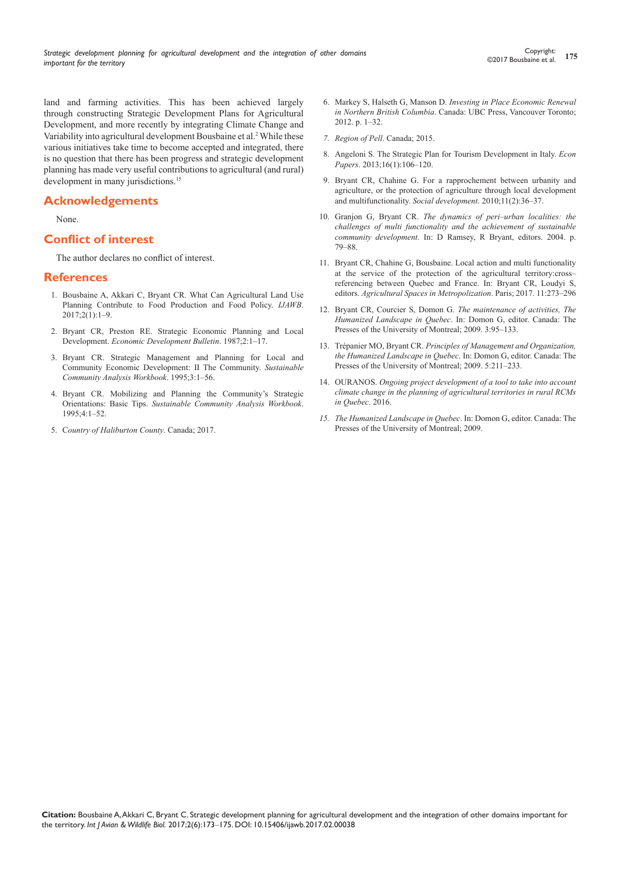land and farming activities. This has been achieved largely through constructing Strategic Development Plans for Agricultural Development, and more recently by integrating Climate Change and Variability into agricultural development Bousbaine et al.[2] While these various initiatives take time to become accepted and integrated, there is no question that there has been progress and strategic development planning has made very useful contributions to agricultural (and rural) development in many jurisdictions.[15]

## Acknowledgements

None.

## Conflict of interest

The author declares no conflict of interest.

## References

1. Bousbaine A, Akkari C, Bryant CR. What Can Agricultural Land Use Planning Contribute to Food Production and Food Policy. *IJAWB*. 2017;2(1):1–9.
2. Bryant CR, Preston RE. Strategic Economic Planning and Local Development. *Economic Development Bulletin*. 1987;2:1–17.
3. Bryant CR. Strategic Management and Planning for Local and Community Economic Development: II The Community. *Sustainable Community Analysis Workbook*. 1995;3:1–56.
4. Bryant CR. Mobilizing and Planning the Community's Strategic Orientations: Basic Tips. *Sustainable Community Analysis Workbook*. 1995;4:1–52.
5. *Country of Haliburton County*. Canada; 2017.
6. Markey S, Halseth G, Manson D. *Investing in Place Economic Renewal in Northern British Columbia*. Canada: UBC Press, Vancouver Toronto; 2012. p. 1–32.
7. *Region of Pell*. Canada; 2015.
8. Angeloni S. The Strategic Plan for Tourism Development in Italy. *Econ Papers*. 2013;16(1):106–120.
9. Bryant CR, Chahine G. For a rapprochement between urbanity and agriculture, or the protection of agriculture through local development and multifunctionality. *Social development*. 2010;11(2):36–37.
10. Granjon G, Bryant CR. *The dynamics of peri–urban localities: the challenges of multi functionality and the achievement of sustainable community development*. In: D Ramsey, R Bryant, editors. 2004. p. 79–88.
11. Bryant CR, Chahine G, Bousbaine. Local action and multi functionality at the service of the protection of the agricultural territory:cross–referencing between Quebec and France. In: Bryant CR, Loudyi S, editors. *Agricultural Spaces in Metropolization*. Paris; 2017. 11:273–296
12. Bryant CR, Courcier S, Domon G. *The maintenance of activities, The Humanized Landscape in Quebec*. In: Domon G, editor. Canada: The Presses of the University of Montreal; 2009. 3:95–133.
13. Trépanier MO, Bryant CR. *Principles of Management and Organization, the Humanized Landscape in Quebec*. In: Domon G, editor. Canada: The Presses of the University of Montreal; 2009. 5:211–233.
14. OURANOS. *Ongoing project development of a tool to take into account climate change in the planning of agricultural territories in rural RCMs in Quebec*. 2016.
15. *The Humanized Landscape in Quebec*. In: Domon G, editor. Canada: The Presses of the University of Montreal; 2009.